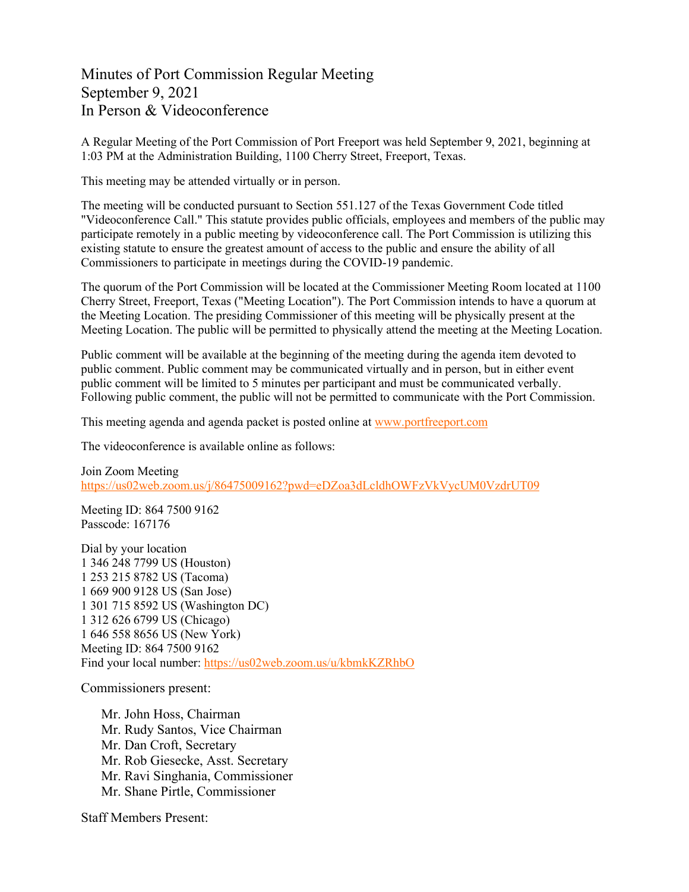# Minutes of Port Commission Regular Meeting
September 9, 2021
In Person & Videoconference

A Regular Meeting of the Port Commission of Port Freeport was held September 9, 2021, beginning at 1:03 PM at the Administration Building, 1100 Cherry Street, Freeport, Texas.

This meeting may be attended virtually or in person.

The meeting will be conducted pursuant to Section 551.127 of the Texas Government Code titled "Videoconference Call." This statute provides public officials, employees and members of the public may participate remotely in a public meeting by videoconference call. The Port Commission is utilizing this existing statute to ensure the greatest amount of access to the public and ensure the ability of all Commissioners to participate in meetings during the COVID-19 pandemic.

The quorum of the Port Commission will be located at the Commissioner Meeting Room located at 1100 Cherry Street, Freeport, Texas ("Meeting Location"). The Port Commission intends to have a quorum at the Meeting Location. The presiding Commissioner of this meeting will be physically present at the Meeting Location. The public will be permitted to physically attend the meeting at the Meeting Location.

Public comment will be available at the beginning of the meeting during the agenda item devoted to public comment. Public comment may be communicated virtually and in person, but in either event public comment will be limited to 5 minutes per participant and must be communicated verbally. Following public comment, the public will not be permitted to communicate with the Port Commission.

This meeting agenda and agenda packet is posted online at www.portfreeport.com

The videoconference is available online as follows:

Join Zoom Meeting
https://us02web.zoom.us/j/86475009162?pwd=eDZoa3dLcldhOWFzVkVycUM0VzdrUT09

Meeting ID: 864 7500 9162
Passcode: 167176

Dial by your location
1 346 248 7799 US (Houston)
1 253 215 8782 US (Tacoma)
1 669 900 9128 US (San Jose)
1 301 715 8592 US (Washington DC)
1 312 626 6799 US (Chicago)
1 646 558 8656 US (New York)
Meeting ID: 864 7500 9162
Find your local number: https://us02web.zoom.us/u/kbmkKZRhbO

Commissioners present:

- Mr. John Hoss, Chairman
- Mr. Rudy Santos, Vice Chairman
- Mr. Dan Croft, Secretary
- Mr. Rob Giesecke, Asst. Secretary
- Mr. Ravi Singhania, Commissioner
- Mr. Shane Pirtle, Commissioner

Staff Members Present: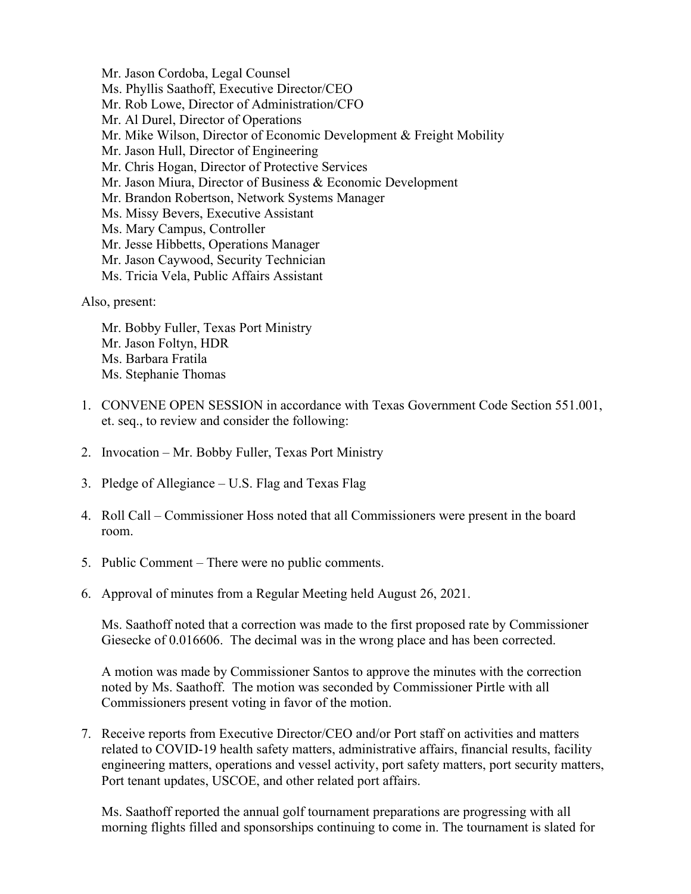Mr. Jason Cordoba, Legal Counsel
Ms. Phyllis Saathoff, Executive Director/CEO
Mr. Rob Lowe, Director of Administration/CFO
Mr. Al Durel, Director of Operations
Mr. Mike Wilson, Director of Economic Development & Freight Mobility
Mr. Jason Hull, Director of Engineering
Mr. Chris Hogan, Director of Protective Services
Mr. Jason Miura, Director of Business & Economic Development
Mr. Brandon Robertson, Network Systems Manager
Ms. Missy Bevers, Executive Assistant
Ms. Mary Campus, Controller
Mr. Jesse Hibbetts, Operations Manager
Mr. Jason Caywood, Security Technician
Ms. Tricia Vela, Public Affairs Assistant

Also, present:

Mr. Bobby Fuller, Texas Port Ministry
Mr. Jason Foltyn, HDR
Ms. Barbara Fratila
Ms. Stephanie Thomas

1. CONVENE OPEN SESSION in accordance with Texas Government Code Section 551.001, et. seq., to review and consider the following:

2. Invocation – Mr. Bobby Fuller, Texas Port Ministry

3. Pledge of Allegiance – U.S. Flag and Texas Flag

4. Roll Call – Commissioner Hoss noted that all Commissioners were present in the board room.

5. Public Comment – There were no public comments.

6. Approval of minutes from a Regular Meeting held August 26, 2021.

   Ms. Saathoff noted that a correction was made to the first proposed rate by Commissioner Giesecke of 0.016606. The decimal was in the wrong place and has been corrected.

   A motion was made by Commissioner Santos to approve the minutes with the correction noted by Ms. Saathoff. The motion was seconded by Commissioner Pirtle with all Commissioners present voting in favor of the motion.

7. Receive reports from Executive Director/CEO and/or Port staff on activities and matters related to COVID-19 health safety matters, administrative affairs, financial results, facility engineering matters, operations and vessel activity, port safety matters, port security matters, Port tenant updates, USCOE, and other related port affairs.

   Ms. Saathoff reported the annual golf tournament preparations are progressing with all morning flights filled and sponsorships continuing to come in. The tournament is slated for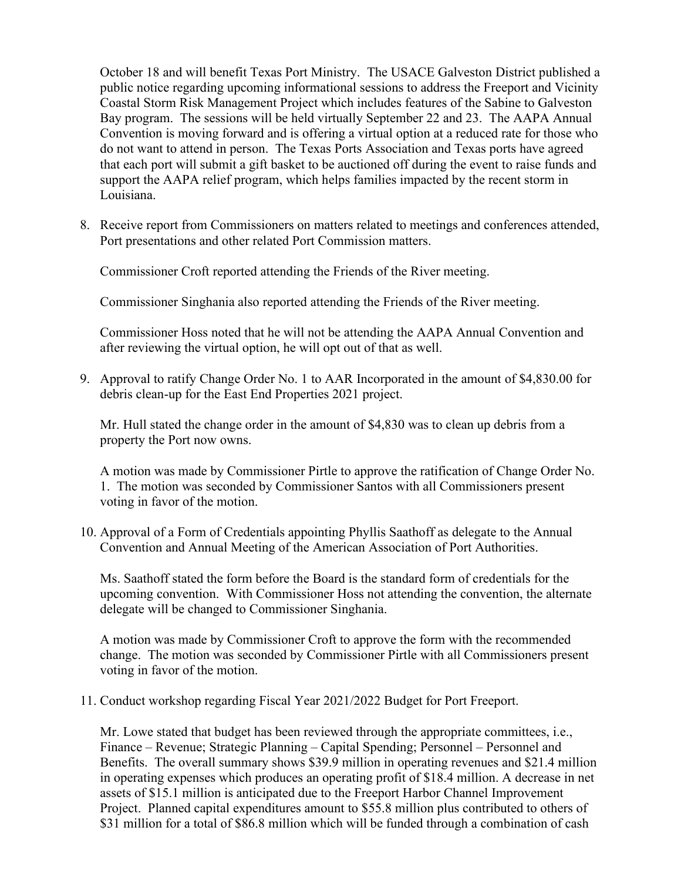October 18 and will benefit Texas Port Ministry. The USACE Galveston District published a public notice regarding upcoming informational sessions to address the Freeport and Vicinity Coastal Storm Risk Management Project which includes features of the Sabine to Galveston Bay program. The sessions will be held virtually September 22 and 23. The AAPA Annual Convention is moving forward and is offering a virtual option at a reduced rate for those who do not want to attend in person. The Texas Ports Association and Texas ports have agreed that each port will submit a gift basket to be auctioned off during the event to raise funds and support the AAPA relief program, which helps families impacted by the recent storm in Louisiana.

8. Receive report from Commissioners on matters related to meetings and conferences attended, Port presentations and other related Port Commission matters.

   Commissioner Croft reported attending the Friends of the River meeting.

   Commissioner Singhania also reported attending the Friends of the River meeting.

   Commissioner Hoss noted that he will not be attending the AAPA Annual Convention and after reviewing the virtual option, he will opt out of that as well.

9. Approval to ratify Change Order No. 1 to AAR Incorporated in the amount of $4,830.00 for debris clean-up for the East End Properties 2021 project.

   Mr. Hull stated the change order in the amount of $4,830 was to clean up debris from a property the Port now owns.

   A motion was made by Commissioner Pirtle to approve the ratification of Change Order No. 1. The motion was seconded by Commissioner Santos with all Commissioners present voting in favor of the motion.

10. Approval of a Form of Credentials appointing Phyllis Saathoff as delegate to the Annual Convention and Annual Meeting of the American Association of Port Authorities.

    Ms. Saathoff stated the form before the Board is the standard form of credentials for the upcoming convention. With Commissioner Hoss not attending the convention, the alternate delegate will be changed to Commissioner Singhania.

    A motion was made by Commissioner Croft to approve the form with the recommended change. The motion was seconded by Commissioner Pirtle with all Commissioners present voting in favor of the motion.

11. Conduct workshop regarding Fiscal Year 2021/2022 Budget for Port Freeport.

    Mr. Lowe stated that budget has been reviewed through the appropriate committees, i.e., Finance – Revenue; Strategic Planning – Capital Spending; Personnel – Personnel and Benefits. The overall summary shows $39.9 million in operating revenues and $21.4 million in operating expenses which produces an operating profit of $18.4 million. A decrease in net assets of $15.1 million is anticipated due to the Freeport Harbor Channel Improvement Project. Planned capital expenditures amount to $55.8 million plus contributed to others of $31 million for a total of $86.8 million which will be funded through a combination of cash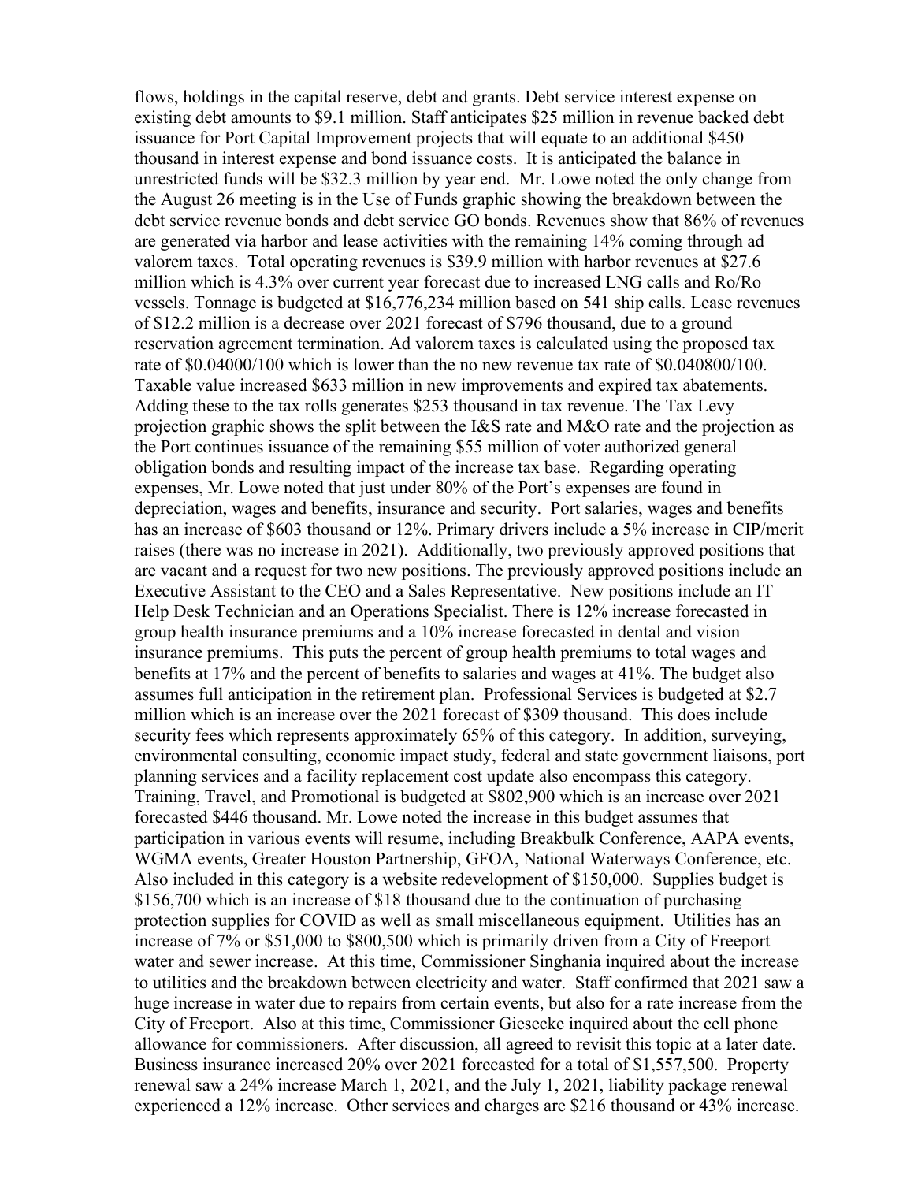flows, holdings in the capital reserve, debt and grants. Debt service interest expense on existing debt amounts to $9.1 million. Staff anticipates $25 million in revenue backed debt issuance for Port Capital Improvement projects that will equate to an additional $450 thousand in interest expense and bond issuance costs. It is anticipated the balance in unrestricted funds will be $32.3 million by year end. Mr. Lowe noted the only change from the August 26 meeting is in the Use of Funds graphic showing the breakdown between the debt service revenue bonds and debt service GO bonds. Revenues show that 86% of revenues are generated via harbor and lease activities with the remaining 14% coming through ad valorem taxes. Total operating revenues is $39.9 million with harbor revenues at $27.6 million which is 4.3% over current year forecast due to increased LNG calls and Ro/Ro vessels. Tonnage is budgeted at $16,776,234 million based on 541 ship calls. Lease revenues of $12.2 million is a decrease over 2021 forecast of $796 thousand, due to a ground reservation agreement termination. Ad valorem taxes is calculated using the proposed tax rate of $0.04000/100 which is lower than the no new revenue tax rate of $0.040800/100. Taxable value increased $633 million in new improvements and expired tax abatements. Adding these to the tax rolls generates $253 thousand in tax revenue. The Tax Levy projection graphic shows the split between the I&S rate and M&O rate and the projection as the Port continues issuance of the remaining $55 million of voter authorized general obligation bonds and resulting impact of the increase tax base. Regarding operating expenses, Mr. Lowe noted that just under 80% of the Port's expenses are found in depreciation, wages and benefits, insurance and security. Port salaries, wages and benefits has an increase of $603 thousand or 12%. Primary drivers include a 5% increase in CIP/merit raises (there was no increase in 2021). Additionally, two previously approved positions that are vacant and a request for two new positions. The previously approved positions include an Executive Assistant to the CEO and a Sales Representative. New positions include an IT Help Desk Technician and an Operations Specialist. There is 12% increase forecasted in group health insurance premiums and a 10% increase forecasted in dental and vision insurance premiums. This puts the percent of group health premiums to total wages and benefits at 17% and the percent of benefits to salaries and wages at 41%. The budget also assumes full anticipation in the retirement plan. Professional Services is budgeted at $2.7 million which is an increase over the 2021 forecast of $309 thousand. This does include security fees which represents approximately 65% of this category. In addition, surveying, environmental consulting, economic impact study, federal and state government liaisons, port planning services and a facility replacement cost update also encompass this category. Training, Travel, and Promotional is budgeted at $802,900 which is an increase over 2021 forecasted $446 thousand. Mr. Lowe noted the increase in this budget assumes that participation in various events will resume, including Breakbulk Conference, AAPA events, WGMA events, Greater Houston Partnership, GFOA, National Waterways Conference, etc. Also included in this category is a website redevelopment of $150,000. Supplies budget is $156,700 which is an increase of $18 thousand due to the continuation of purchasing protection supplies for COVID as well as small miscellaneous equipment. Utilities has an increase of 7% or $51,000 to $800,500 which is primarily driven from a City of Freeport water and sewer increase. At this time, Commissioner Singhania inquired about the increase to utilities and the breakdown between electricity and water. Staff confirmed that 2021 saw a huge increase in water due to repairs from certain events, but also for a rate increase from the City of Freeport. Also at this time, Commissioner Giesecke inquired about the cell phone allowance for commissioners. After discussion, all agreed to revisit this topic at a later date. Business insurance increased 20% over 2021 forecasted for a total of $1,557,500. Property renewal saw a 24% increase March 1, 2021, and the July 1, 2021, liability package renewal experienced a 12% increase. Other services and charges are $216 thousand or 43% increase.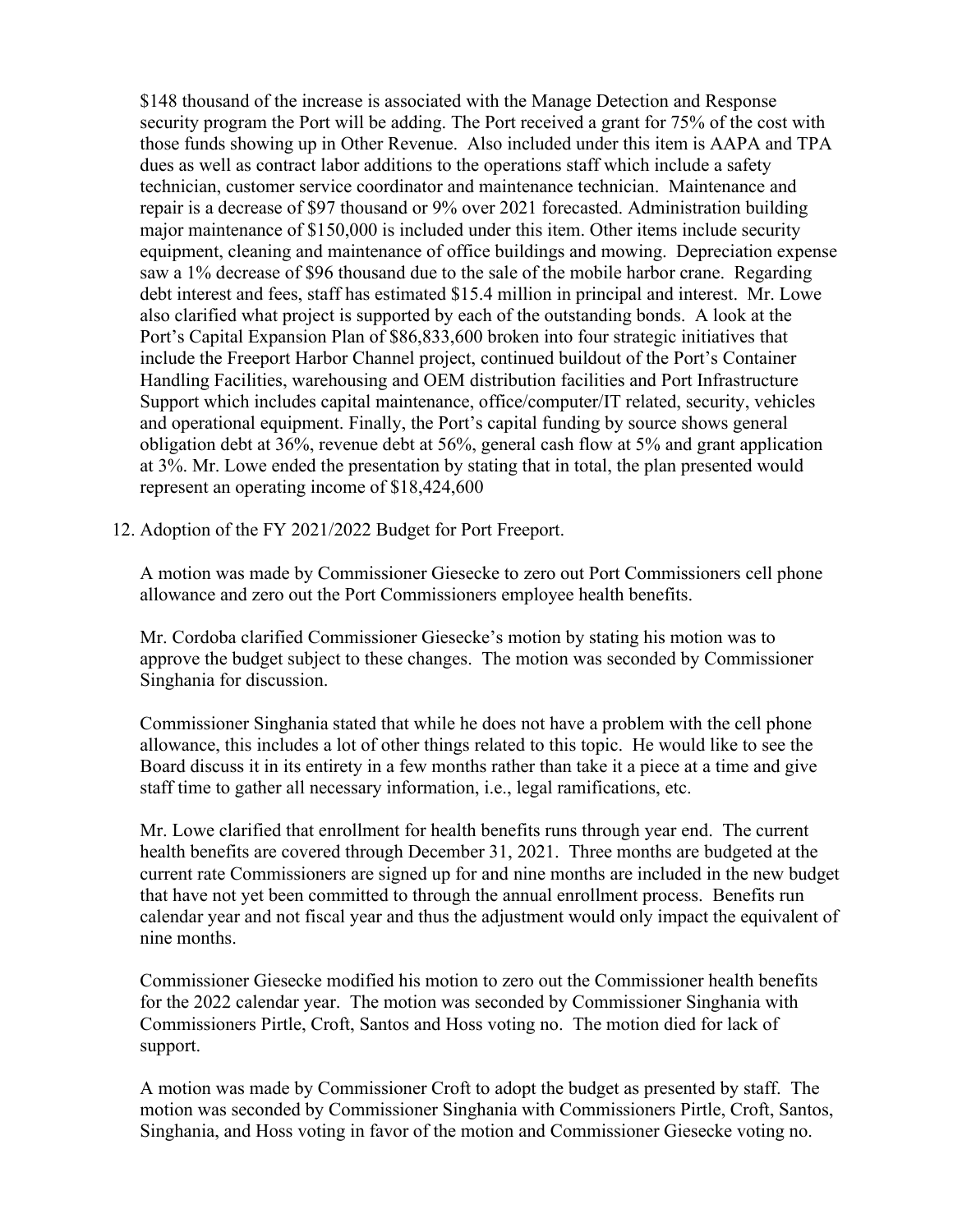$148 thousand of the increase is associated with the Manage Detection and Response security program the Port will be adding. The Port received a grant for 75% of the cost with those funds showing up in Other Revenue. Also included under this item is AAPA and TPA dues as well as contract labor additions to the operations staff which include a safety technician, customer service coordinator and maintenance technician. Maintenance and repair is a decrease of $97 thousand or 9% over 2021 forecasted. Administration building major maintenance of $150,000 is included under this item. Other items include security equipment, cleaning and maintenance of office buildings and mowing. Depreciation expense saw a 1% decrease of $96 thousand due to the sale of the mobile harbor crane. Regarding debt interest and fees, staff has estimated $15.4 million in principal and interest. Mr. Lowe also clarified what project is supported by each of the outstanding bonds. A look at the Port's Capital Expansion Plan of $86,833,600 broken into four strategic initiatives that include the Freeport Harbor Channel project, continued buildout of the Port's Container Handling Facilities, warehousing and OEM distribution facilities and Port Infrastructure Support which includes capital maintenance, office/computer/IT related, security, vehicles and operational equipment. Finally, the Port's capital funding by source shows general obligation debt at 36%, revenue debt at 56%, general cash flow at 5% and grant application at 3%. Mr. Lowe ended the presentation by stating that in total, the plan presented would represent an operating income of $18,424,600

12. Adoption of the FY 2021/2022 Budget for Port Freeport.

    A motion was made by Commissioner Giesecke to zero out Port Commissioners cell phone allowance and zero out the Port Commissioners employee health benefits.

    Mr. Cordoba clarified Commissioner Giesecke's motion by stating his motion was to approve the budget subject to these changes. The motion was seconded by Commissioner Singhania for discussion.

    Commissioner Singhania stated that while he does not have a problem with the cell phone allowance, this includes a lot of other things related to this topic. He would like to see the Board discuss it in its entirety in a few months rather than take it a piece at a time and give staff time to gather all necessary information, i.e., legal ramifications, etc.

    Mr. Lowe clarified that enrollment for health benefits runs through year end. The current health benefits are covered through December 31, 2021. Three months are budgeted at the current rate Commissioners are signed up for and nine months are included in the new budget that have not yet been committed to through the annual enrollment process. Benefits run calendar year and not fiscal year and thus the adjustment would only impact the equivalent of nine months.

    Commissioner Giesecke modified his motion to zero out the Commissioner health benefits for the 2022 calendar year. The motion was seconded by Commissioner Singhania with Commissioners Pirtle, Croft, Santos and Hoss voting no. The motion died for lack of support.

    A motion was made by Commissioner Croft to adopt the budget as presented by staff. The motion was seconded by Commissioner Singhania with Commissioners Pirtle, Croft, Santos, Singhania, and Hoss voting in favor of the motion and Commissioner Giesecke voting no.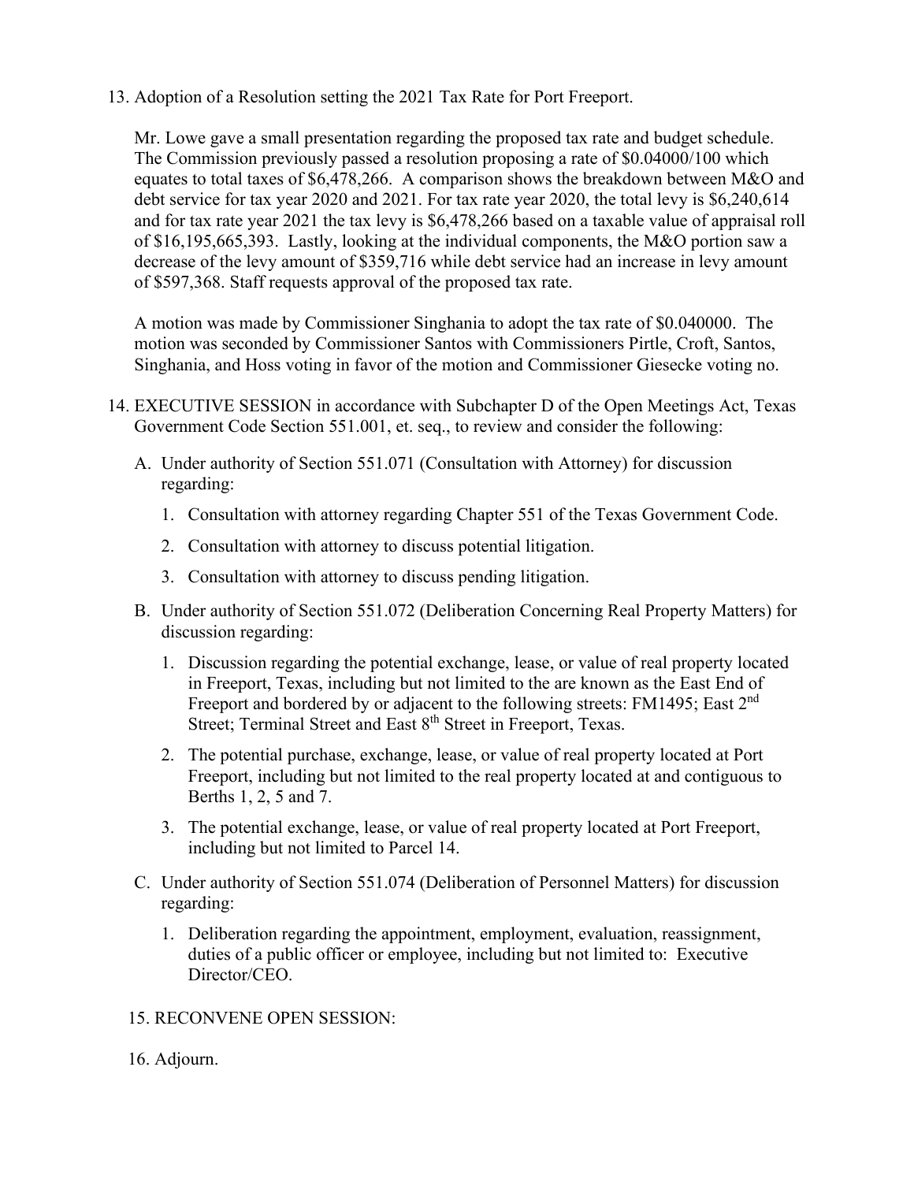13. Adoption of a Resolution setting the 2021 Tax Rate for Port Freeport.

    Mr. Lowe gave a small presentation regarding the proposed tax rate and budget schedule. The Commission previously passed a resolution proposing a rate of $0.04000/100 which equates to total taxes of $6,478,266. A comparison shows the breakdown between M&O and debt service for tax year 2020 and 2021. For tax rate year 2020, the total levy is $6,240,614 and for tax rate year 2021 the tax levy is $6,478,266 based on a taxable value of appraisal roll of $16,195,665,393. Lastly, looking at the individual components, the M&O portion saw a decrease of the levy amount of $359,716 while debt service had an increase in levy amount of $597,368. Staff requests approval of the proposed tax rate.

    A motion was made by Commissioner Singhania to adopt the tax rate of $0.040000. The motion was seconded by Commissioner Santos with Commissioners Pirtle, Croft, Santos, Singhania, and Hoss voting in favor of the motion and Commissioner Giesecke voting no.

14. EXECUTIVE SESSION in accordance with Subchapter D of the Open Meetings Act, Texas Government Code Section 551.001, et. seq., to review and consider the following:

    A. Under authority of Section 551.071 (Consultation with Attorney) for discussion regarding:

        1. Consultation with attorney regarding Chapter 551 of the Texas Government Code.
        2. Consultation with attorney to discuss potential litigation.
        3. Consultation with attorney to discuss pending litigation.

    B. Under authority of Section 551.072 (Deliberation Concerning Real Property Matters) for discussion regarding:

        1. Discussion regarding the potential exchange, lease, or value of real property located in Freeport, Texas, including but not limited to the are known as the East End of Freeport and bordered by or adjacent to the following streets: FM1495; East 2nd Street; Terminal Street and East 8th Street in Freeport, Texas.
        2. The potential purchase, exchange, lease, or value of real property located at Port Freeport, including but not limited to the real property located at and contiguous to Berths 1, 2, 5 and 7.
        3. The potential exchange, lease, or value of real property located at Port Freeport, including but not limited to Parcel 14.

    C. Under authority of Section 551.074 (Deliberation of Personnel Matters) for discussion regarding:

        1. Deliberation regarding the appointment, employment, evaluation, reassignment, duties of a public officer or employee, including but not limited to: Executive Director/CEO.

15. RECONVENE OPEN SESSION:

16. Adjourn.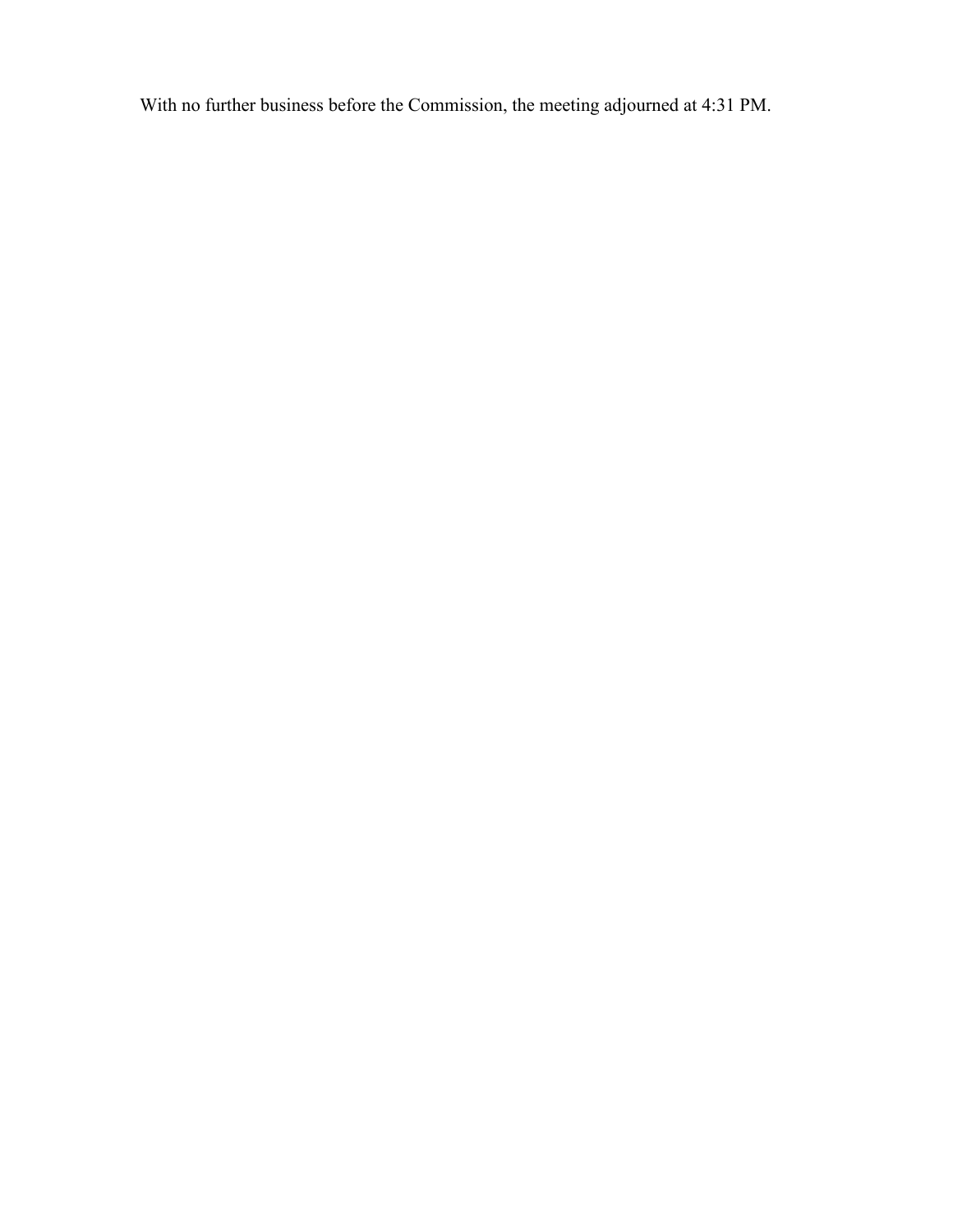With no further business before the Commission, the meeting adjourned at 4:31 PM.